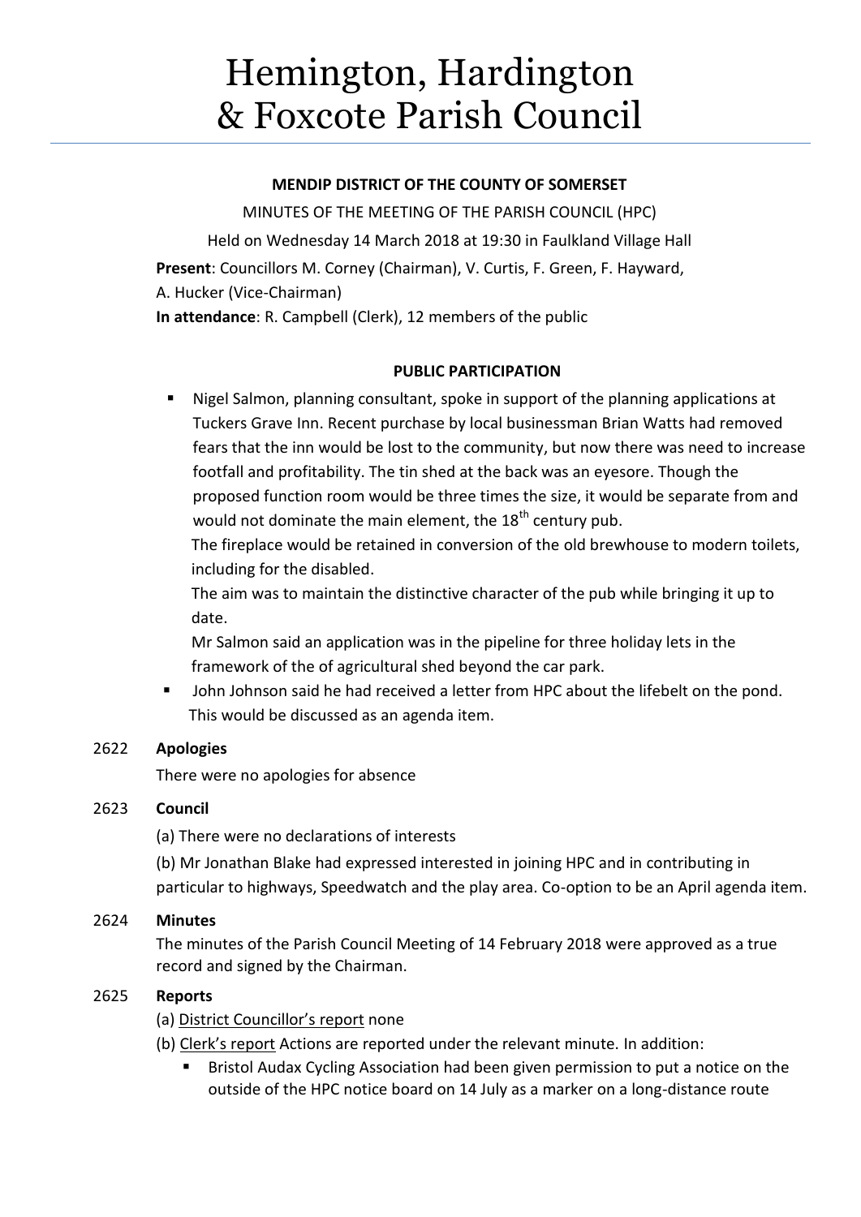# Hemington, Hardington & Foxcote Parish Council

**MENDIP DISTRICT OF THE COUNTY OF SOMERSET**

MINUTES OF THE MEETING OF THE PARISH COUNCIL (HPC)

Held on Wednesday 14 March 2018 at 19:30 in Faulkland Village Hall

**Present**: Councillors M. Corney (Chairman), V. Curtis, F. Green, F. Hayward, A. Hucker (Vice-Chairman)

**In attendance**: R. Campbell (Clerk), 12 members of the public

**PUBLIC PARTICIPATION**

- Nigel Salmon, planning consultant, spoke in support of the planning applications at Tuckers Grave Inn. Recent purchase by local businessman Brian Watts had removed fears that the inn would be lost to the community, but now there was need to increase footfall and profitability. The tin shed at the back was an eyesore. Though the proposed function room would be three times the size, it would be separate from and would not dominate the main element, the 18th century pub.

  The fireplace would be retained in conversion of the old brewhouse to modern toilets, including for the disabled.

  The aim was to maintain the distinctive character of the pub while bringing it up to date.

  Mr Salmon said an application was in the pipeline for three holiday lets in the framework of the of agricultural shed beyond the car park.
- John Johnson said he had received a letter from HPC about the lifebelt on the pond. This would be discussed as an agenda item.

## 2622 Apologies

There were no apologies for absence

## 2623 Council

(a) There were no declarations of interests

(b) Mr Jonathan Blake had expressed interested in joining HPC and in contributing in particular to highways, Speedwatch and the play area. Co-option to be an April agenda item.

## 2624 Minutes

The minutes of the Parish Council Meeting of 14 February 2018 were approved as a true record and signed by the Chairman.

## 2625 Reports

(a) District Councillor's report none

(b) Clerk's report Actions are reported under the relevant minute. In addition:

- Bristol Audax Cycling Association had been given permission to put a notice on the outside of the HPC notice board on 14 July as a marker on a long-distance route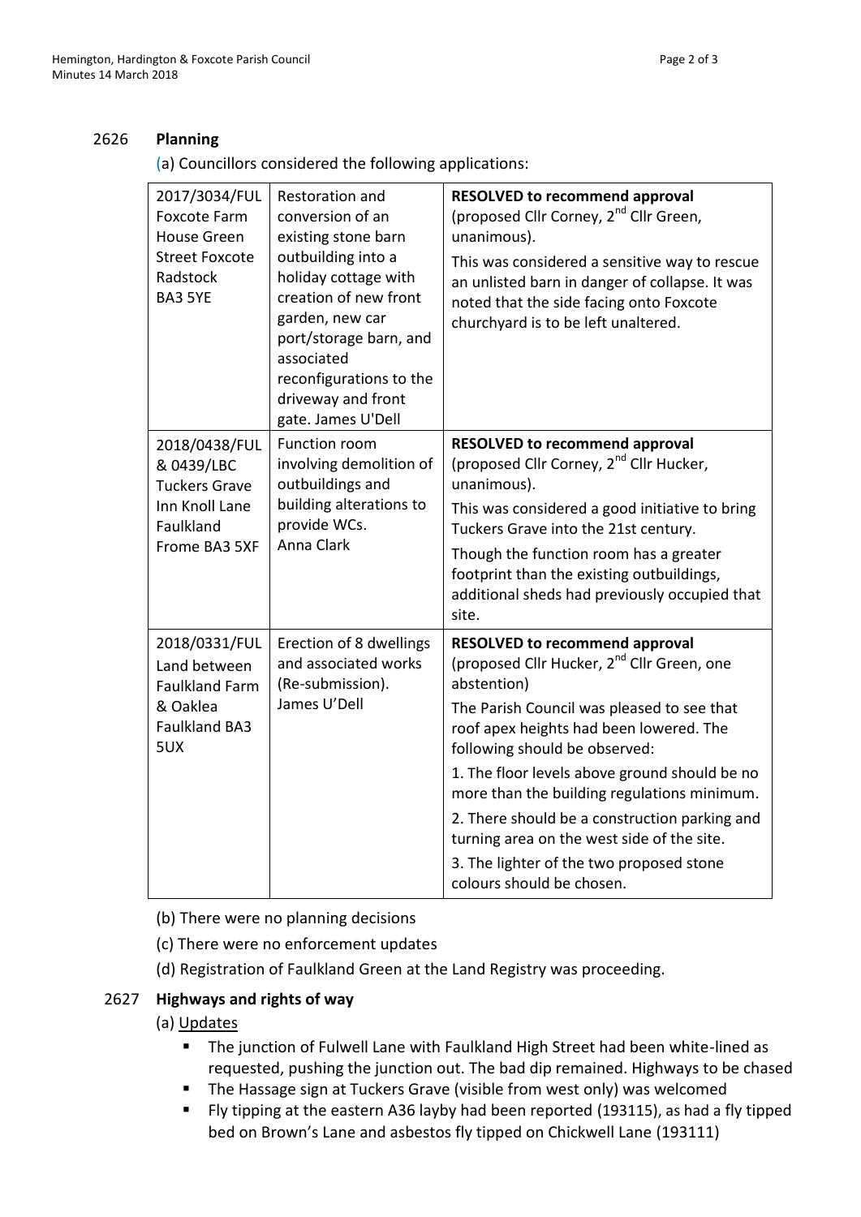## 2626 Planning

(a) Councillors considered the following applications:

| | | |
|---|---|---|
| 2017/3034/FUL Foxcote Farm House Green Street Foxcote Radstock BA3 5YE | Restoration and conversion of an existing stone barn outbuilding into a holiday cottage with creation of new front garden, new car port/storage barn, and associated reconfigurations to the driveway and front gate. James U'Dell | **RESOLVED to recommend approval** (proposed Cllr Corney, 2nd Cllr Green, unanimous). This was considered a sensitive way to rescue an unlisted barn in danger of collapse. It was noted that the side facing onto Foxcote churchyard is to be left unaltered. |
| 2018/0438/FUL & 0439/LBC Tuckers Grave Inn Knoll Lane Faulkland Frome BA3 5XF | Function room involving demolition of outbuildings and building alterations to provide WCs. Anna Clark | **RESOLVED to recommend approval** (proposed Cllr Corney, 2nd Cllr Hucker, unanimous). This was considered a good initiative to bring Tuckers Grave into the 21st century. Though the function room has a greater footprint than the existing outbuildings, additional sheds had previously occupied that site. |
| 2018/0331/FUL Land between Faulkland Farm & Oaklea Faulkland BA3 5UX | Erection of 8 dwellings and associated works (Re-submission). James U'Dell | **RESOLVED to recommend approval** (proposed Cllr Hucker, 2nd Cllr Green, one abstention) The Parish Council was pleased to see that roof apex heights had been lowered. The following should be observed: 1. The floor levels above ground should be no more than the building regulations minimum. 2. There should be a construction parking and turning area on the west side of the site. 3. The lighter of the two proposed stone colours should be chosen. |

(b) There were no planning decisions

(c) There were no enforcement updates

(d) Registration of Faulkland Green at the Land Registry was proceeding.

## 2627 Highways and rights of way

(a) Updates

- The junction of Fulwell Lane with Faulkland High Street had been white-lined as requested, pushing the junction out. The bad dip remained. Highways to be chased
- The Hassage sign at Tuckers Grave (visible from west only) was welcomed
- Fly tipping at the eastern A36 layby had been reported (193115), as had a fly tipped bed on Brown's Lane and asbestos fly tipped on Chickwell Lane (193111)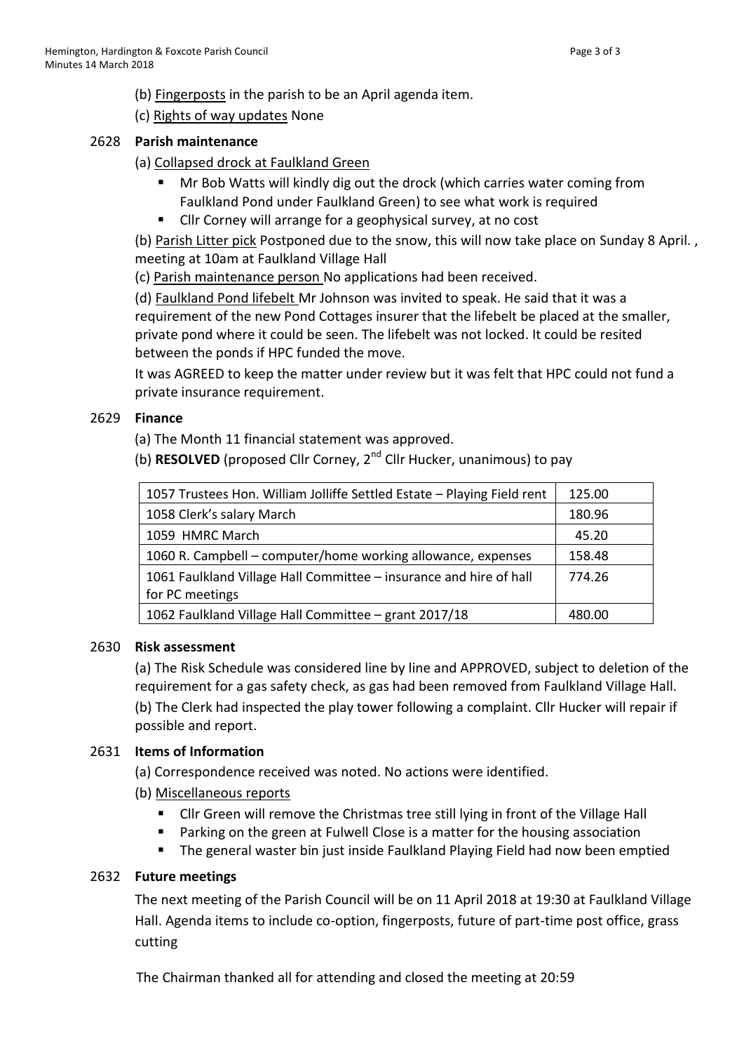(b) Fingerposts in the parish to be an April agenda item.

(c) Rights of way updates None

## 2628 **Parish maintenance**

(a) Collapsed drock at Faulkland Green

- Mr Bob Watts will kindly dig out the drock (which carries water coming from Faulkland Pond under Faulkland Green) to see what work is required
- Cllr Corney will arrange for a geophysical survey, at no cost

(b) Parish Litter pick Postponed due to the snow, this will now take place on Sunday 8 April. , meeting at 10am at Faulkland Village Hall

(c) Parish maintenance person No applications had been received.

(d) Faulkland Pond lifebelt Mr Johnson was invited to speak. He said that it was a requirement of the new Pond Cottages insurer that the lifebelt be placed at the smaller, private pond where it could be seen. The lifebelt was not locked. It could be resited between the ponds if HPC funded the move.

It was AGREED to keep the matter under review but it was felt that HPC could not fund a private insurance requirement.

## 2629 **Finance**

(a) The Month 11 financial statement was approved.

(b) **RESOLVED** (proposed Cllr Corney, 2nd Cllr Hucker, unanimous) to pay

| | |
|---|---|
| 1057 Trustees Hon. William Jolliffe Settled Estate – Playing Field rent | 125.00 |
| 1058 Clerk's salary March | 180.96 |
| 1059 HMRC March | 45.20 |
| 1060 R. Campbell – computer/home working allowance, expenses | 158.48 |
| 1061 Faulkland Village Hall Committee – insurance and hire of hall for PC meetings | 774.26 |
| 1062 Faulkland Village Hall Committee – grant 2017/18 | 480.00 |

## 2630 **Risk assessment**

(a) The Risk Schedule was considered line by line and APPROVED, subject to deletion of the requirement for a gas safety check, as gas had been removed from Faulkland Village Hall.

(b) The Clerk had inspected the play tower following a complaint. Cllr Hucker will repair if possible and report.

## 2631 **Items of Information**

(a) Correspondence received was noted. No actions were identified.

(b) Miscellaneous reports

- Cllr Green will remove the Christmas tree still lying in front of the Village Hall
- Parking on the green at Fulwell Close is a matter for the housing association
- The general waster bin just inside Faulkland Playing Field had now been emptied

## 2632 **Future meetings**

The next meeting of the Parish Council will be on 11 April 2018 at 19:30 at Faulkland Village Hall. Agenda items to include co-option, fingerposts, future of part-time post office, grass cutting

The Chairman thanked all for attending and closed the meeting at 20:59